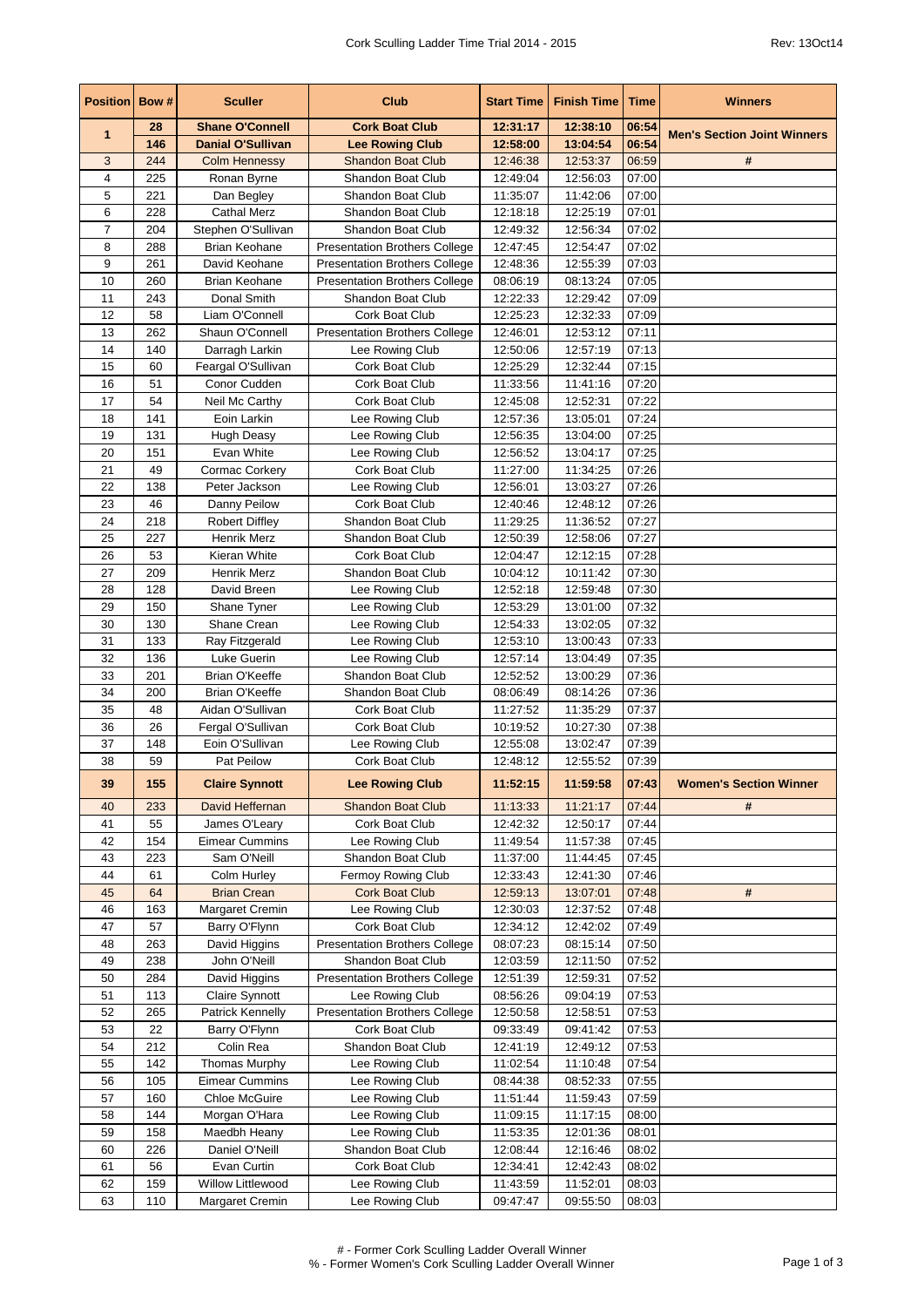# Cork Sculling Ladder Time Trial 2014 - 2015

Rev: 13Oct14

| Position | Bow # | Sculler | Club | Start Time | Finish Time | Time | Winners |
|---|---|---|---|---|---|---|---|
| **1** | **28** | **Shane O'Connell** | **Cork Boat Club** | **12:31:17** | **12:38:10** | **06:54** | **Men's Section Joint Winners** |
| | **146** | **Danial O'Sullivan** | **Lee Rowing Club** | **12:58:00** | **13:04:54** | **06:54** | |
| 3 | 244 | Colm Hennessy | Shandon Boat Club | 12:46:38 | 12:53:37 | 06:59 | # |
| 4 | 225 | Ronan Byrne | Shandon Boat Club | 12:49:04 | 12:56:03 | 07:00 | |
| 5 | 221 | Dan Begley | Shandon Boat Club | 11:35:07 | 11:42:06 | 07:00 | |
| 6 | 228 | Cathal Merz | Shandon Boat Club | 12:18:18 | 12:25:19 | 07:01 | |
| 7 | 204 | Stephen O'Sullivan | Shandon Boat Club | 12:49:32 | 12:56:34 | 07:02 | |
| 8 | 288 | Brian Keohane | Presentation Brothers College | 12:47:45 | 12:54:47 | 07:02 | |
| 9 | 261 | David Keohane | Presentation Brothers College | 12:48:36 | 12:55:39 | 07:03 | |
| 10 | 260 | Brian Keohane | Presentation Brothers College | 08:06:19 | 08:13:24 | 07:05 | |
| 11 | 243 | Donal Smith | Shandon Boat Club | 12:22:33 | 12:29:42 | 07:09 | |
| 12 | 58 | Liam O'Connell | Cork Boat Club | 12:25:23 | 12:32:33 | 07:09 | |
| 13 | 262 | Shaun O'Connell | Presentation Brothers College | 12:46:01 | 12:53:12 | 07:11 | |
| 14 | 140 | Darragh Larkin | Lee Rowing Club | 12:50:06 | 12:57:19 | 07:13 | |
| 15 | 60 | Feargal O'Sullivan | Cork Boat Club | 12:25:29 | 12:32:44 | 07:15 | |
| 16 | 51 | Conor Cudden | Cork Boat Club | 11:33:56 | 11:41:16 | 07:20 | |
| 17 | 54 | Neil Mc Carthy | Cork Boat Club | 12:45:08 | 12:52:31 | 07:22 | |
| 18 | 141 | Eoin Larkin | Lee Rowing Club | 12:57:36 | 13:05:01 | 07:24 | |
| 19 | 131 | Hugh Deasy | Lee Rowing Club | 12:56:35 | 13:04:00 | 07:25 | |
| 20 | 151 | Evan White | Lee Rowing Club | 12:56:52 | 13:04:17 | 07:25 | |
| 21 | 49 | Cormac Corkery | Cork Boat Club | 11:27:00 | 11:34:25 | 07:26 | |
| 22 | 138 | Peter Jackson | Lee Rowing Club | 12:56:01 | 13:03:27 | 07:26 | |
| 23 | 46 | Danny Peilow | Cork Boat Club | 12:40:46 | 12:48:12 | 07:26 | |
| 24 | 218 | Robert Diffley | Shandon Boat Club | 11:29:25 | 11:36:52 | 07:27 | |
| 25 | 227 | Henrik Merz | Shandon Boat Club | 12:50:39 | 12:58:06 | 07:27 | |
| 26 | 53 | Kieran White | Cork Boat Club | 12:04:47 | 12:12:15 | 07:28 | |
| 27 | 209 | Henrik Merz | Shandon Boat Club | 10:04:12 | 10:11:42 | 07:30 | |
| 28 | 128 | David Breen | Lee Rowing Club | 12:52:18 | 12:59:48 | 07:30 | |
| 29 | 150 | Shane Tyner | Lee Rowing Club | 12:53:29 | 13:01:00 | 07:32 | |
| 30 | 130 | Shane Crean | Lee Rowing Club | 12:54:33 | 13:02:05 | 07:32 | |
| 31 | 133 | Ray Fitzgerald | Lee Rowing Club | 12:53:10 | 13:00:43 | 07:33 | |
| 32 | 136 | Luke Guerin | Lee Rowing Club | 12:57:14 | 13:04:49 | 07:35 | |
| 33 | 201 | Brian O'Keeffe | Shandon Boat Club | 12:52:52 | 13:00:29 | 07:36 | |
| 34 | 200 | Brian O'Keeffe | Shandon Boat Club | 08:06:49 | 08:14:26 | 07:36 | |
| 35 | 48 | Aidan O'Sullivan | Cork Boat Club | 11:27:52 | 11:35:29 | 07:37 | |
| 36 | 26 | Fergal O'Sullivan | Cork Boat Club | 10:19:52 | 10:27:30 | 07:38 | |
| 37 | 148 | Eoin O'Sullivan | Lee Rowing Club | 12:55:08 | 13:02:47 | 07:39 | |
| 38 | 59 | Pat Peilow | Cork Boat Club | 12:48:12 | 12:55:52 | 07:39 | |
| **39** | **155** | **Claire Synnott** | **Lee Rowing Club** | **11:52:15** | **11:59:58** | **07:43** | **Women's Section Winner** |
| 40 | 233 | David Heffernan | Shandon Boat Club | 11:13:33 | 11:21:17 | 07:44 | # |
| 41 | 55 | James O'Leary | Cork Boat Club | 12:42:32 | 12:50:17 | 07:44 | |
| 42 | 154 | Eimear Cummins | Lee Rowing Club | 11:49:54 | 11:57:38 | 07:45 | |
| 43 | 223 | Sam O'Neill | Shandon Boat Club | 11:37:00 | 11:44:45 | 07:45 | |
| 44 | 61 | Colm Hurley | Fermoy Rowing Club | 12:33:43 | 12:41:30 | 07:46 | |
| 45 | 64 | Brian Crean | Cork Boat Club | 12:59:13 | 13:07:01 | 07:48 | # |
| 46 | 163 | Margaret Cremin | Lee Rowing Club | 12:30:03 | 12:37:52 | 07:48 | |
| 47 | 57 | Barry O'Flynn | Cork Boat Club | 12:34:12 | 12:42:02 | 07:49 | |
| 48 | 263 | David Higgins | Presentation Brothers College | 08:07:23 | 08:15:14 | 07:50 | |
| 49 | 238 | John O'Neill | Shandon Boat Club | 12:03:59 | 12:11:50 | 07:52 | |
| 50 | 284 | David Higgins | Presentation Brothers College | 12:51:39 | 12:59:31 | 07:52 | |
| 51 | 113 | Claire Synnott | Lee Rowing Club | 08:56:26 | 09:04:19 | 07:53 | |
| 52 | 265 | Patrick Kennelly | Presentation Brothers College | 12:50:58 | 12:58:51 | 07:53 | |
| 53 | 22 | Barry O'Flynn | Cork Boat Club | 09:33:49 | 09:41:42 | 07:53 | |
| 54 | 212 | Colin Rea | Shandon Boat Club | 12:41:19 | 12:49:12 | 07:53 | |
| 55 | 142 | Thomas Murphy | Lee Rowing Club | 11:02:54 | 11:10:48 | 07:54 | |
| 56 | 105 | Eimear Cummins | Lee Rowing Club | 08:44:38 | 08:52:33 | 07:55 | |
| 57 | 160 | Chloe McGuire | Lee Rowing Club | 11:51:44 | 11:59:43 | 07:59 | |
| 58 | 144 | Morgan O'Hara | Lee Rowing Club | 11:09:15 | 11:17:15 | 08:00 | |
| 59 | 158 | Maedbh Heany | Lee Rowing Club | 11:53:35 | 12:01:36 | 08:01 | |
| 60 | 226 | Daniel O'Neill | Shandon Boat Club | 12:08:44 | 12:16:46 | 08:02 | |
| 61 | 56 | Evan Curtin | Cork Boat Club | 12:34:41 | 12:42:43 | 08:02 | |
| 62 | 159 | Willow Littlewood | Lee Rowing Club | 11:43:59 | 11:52:01 | 08:03 | |
| 63 | 110 | Margaret Cremin | Lee Rowing Club | 09:47:47 | 09:55:50 | 08:03 | |

# - Former Cork Sculling Ladder Overall Winner
% - Former Women's Cork Sculling Ladder Overall Winner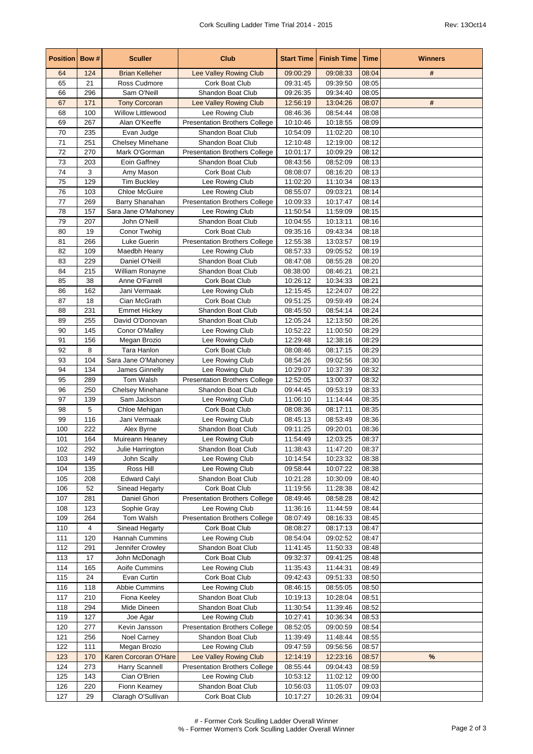| Position | Bow # | Sculler | Club | Start Time | Finish Time | Time | Winners |
|---|---|---|---|---|---|---|---|
| 64 | 124 | Brian Kelleher | Lee Valley Rowing Club | 09:00:29 | 09:08:33 | 08:04 | # |
| 65 | 21 | Ross Cudmore | Cork Boat Club | 09:31:45 | 09:39:50 | 08:05 | |
| 66 | 296 | Sam O'Neill | Shandon Boat Club | 09:26:35 | 09:34:40 | 08:05 | |
| 67 | 171 | Tony Corcoran | Lee Valley Rowing Club | 12:56:19 | 13:04:26 | 08:07 | # |
| 68 | 100 | Willow Littlewood | Lee Rowing Club | 08:46:36 | 08:54:44 | 08:08 | |
| 69 | 267 | Alan O'Keeffe | Presentation Brothers College | 10:10:46 | 10:18:55 | 08:09 | |
| 70 | 235 | Evan Judge | Shandon Boat Club | 10:54:09 | 11:02:20 | 08:10 | |
| 71 | 251 | Chelsey Minehane | Shandon Boat Club | 12:10:48 | 12:19:00 | 08:12 | |
| 72 | 270 | Mark O'Gorman | Presentation Brothers College | 10:01:17 | 10:09:29 | 08:12 | |
| 73 | 203 | Eoin Gaffney | Shandon Boat Club | 08:43:56 | 08:52:09 | 08:13 | |
| 74 | 3 | Amy Mason | Cork Boat Club | 08:08:07 | 08:16:20 | 08:13 | |
| 75 | 129 | Tim Buckley | Lee Rowing Club | 11:02:20 | 11:10:34 | 08:13 | |
| 76 | 103 | Chloe McGuire | Lee Rowing Club | 08:55:07 | 09:03:21 | 08:14 | |
| 77 | 269 | Barry Shanahan | Presentation Brothers College | 10:09:33 | 10:17:47 | 08:14 | |
| 78 | 157 | Sara Jane O'Mahoney | Lee Rowing Club | 11:50:54 | 11:59:09 | 08:15 | |
| 79 | 207 | John O'Neill | Shandon Boat Club | 10:04:55 | 10:13:11 | 08:16 | |
| 80 | 19 | Conor Twohig | Cork Boat Club | 09:35:16 | 09:43:34 | 08:18 | |
| 81 | 266 | Luke Guerin | Presentation Brothers College | 12:55:38 | 13:03:57 | 08:19 | |
| 82 | 109 | Maedbh Heany | Lee Rowing Club | 08:57:33 | 09:05:52 | 08:19 | |
| 83 | 229 | Daniel O'Neill | Shandon Boat Club | 08:47:08 | 08:55:28 | 08:20 | |
| 84 | 215 | William Ronayne | Shandon Boat Club | 08:38:00 | 08:46:21 | 08:21 | |
| 85 | 38 | Anne O'Farrell | Cork Boat Club | 10:26:12 | 10:34:33 | 08:21 | |
| 86 | 162 | Jani Vermaak | Lee Rowing Club | 12:15:45 | 12:24:07 | 08:22 | |
| 87 | 18 | Cian McGrath | Cork Boat Club | 09:51:25 | 09:59:49 | 08:24 | |
| 88 | 231 | Emmet Hickey | Shandon Boat Club | 08:45:50 | 08:54:14 | 08:24 | |
| 89 | 255 | David O'Donovan | Shandon Boat Club | 12:05:24 | 12:13:50 | 08:26 | |
| 90 | 145 | Conor O'Malley | Lee Rowing Club | 10:52:22 | 11:00:50 | 08:29 | |
| 91 | 156 | Megan Brozio | Lee Rowing Club | 12:29:48 | 12:38:16 | 08:29 | |
| 92 | 8 | Tara Hanlon | Cork Boat Club | 08:08:46 | 08:17:15 | 08:29 | |
| 93 | 104 | Sara Jane O'Mahoney | Lee Rowing Club | 08:54:26 | 09:02:56 | 08:30 | |
| 94 | 134 | James Ginnelly | Lee Rowing Club | 10:29:07 | 10:37:39 | 08:32 | |
| 95 | 289 | Tom Walsh | Presentation Brothers College | 12:52:05 | 13:00:37 | 08:32 | |
| 96 | 250 | Chelsey Minehane | Shandon Boat Club | 09:44:45 | 09:53:19 | 08:33 | |
| 97 | 139 | Sam Jackson | Lee Rowing Club | 11:06:10 | 11:14:44 | 08:35 | |
| 98 | 5 | Chloe Mehigan | Cork Boat Club | 08:08:36 | 08:17:11 | 08:35 | |
| 99 | 116 | Jani Vermaak | Lee Rowing Club | 08:45:13 | 08:53:49 | 08:36 | |
| 100 | 222 | Alex Byrne | Shandon Boat Club | 09:11:25 | 09:20:01 | 08:36 | |
| 101 | 164 | Muireann Heaney | Lee Rowing Club | 11:54:49 | 12:03:25 | 08:37 | |
| 102 | 292 | Julie Harrington | Shandon Boat Club | 11:38:43 | 11:47:20 | 08:37 | |
| 103 | 149 | John Scally | Lee Rowing Club | 10:14:54 | 10:23:32 | 08:38 | |
| 104 | 135 | Ross Hill | Lee Rowing Club | 09:58:44 | 10:07:22 | 08:38 | |
| 105 | 208 | Edward Calyi | Shandon Boat Club | 10:21:28 | 10:30:09 | 08:40 | |
| 106 | 52 | Sinead Hegarty | Cork Boat Club | 11:19:56 | 11:28:38 | 08:42 | |
| 107 | 281 | Daniel Ghori | Presentation Brothers College | 08:49:46 | 08:58:28 | 08:42 | |
| 108 | 123 | Sophie Gray | Lee Rowing Club | 11:36:16 | 11:44:59 | 08:44 | |
| 109 | 264 | Tom Walsh | Presentation Brothers College | 08:07:49 | 08:16:33 | 08:45 | |
| 110 | 4 | Sinead Hegarty | Cork Boat Club | 08:08:27 | 08:17:13 | 08:47 | |
| 111 | 120 | Hannah Cummins | Lee Rowing Club | 08:54:04 | 09:02:52 | 08:47 | |
| 112 | 291 | Jennifer Crowley | Shandon Boat Club | 11:41:45 | 11:50:33 | 08:48 | |
| 113 | 17 | John McDonagh | Cork Boat Club | 09:32:37 | 09:41:25 | 08:48 | |
| 114 | 165 | Aoife Cummins | Lee Rowing Club | 11:35:43 | 11:44:31 | 08:49 | |
| 115 | 24 | Evan Curtin | Cork Boat Club | 09:42:43 | 09:51:33 | 08:50 | |
| 116 | 118 | Abbie Cummins | Lee Rowing Club | 08:46:15 | 08:55:05 | 08:50 | |
| 117 | 210 | Fiona Keeley | Shandon Boat Club | 10:19:13 | 10:28:04 | 08:51 | |
| 118 | 294 | Mide Dineen | Shandon Boat Club | 11:30:54 | 11:39:46 | 08:52 | |
| 119 | 127 | Joe Agar | Lee Rowing Club | 10:27:41 | 10:36:34 | 08:53 | |
| 120 | 277 | Kevin Jansson | Presentation Brothers College | 08:52:05 | 09:00:59 | 08:54 | |
| 121 | 256 | Noel Carney | Shandon Boat Club | 11:39:49 | 11:48:44 | 08:55 | |
| 122 | 111 | Megan Brozio | Lee Rowing Club | 09:47:59 | 09:56:56 | 08:57 | |
| 123 | 170 | Karen Corcoran O'Hare | Lee Valley Rowing Club | 12:14:19 | 12:23:16 | 08:57 | % |
| 124 | 273 | Harry Scannell | Presentation Brothers College | 08:55:44 | 09:04:43 | 08:59 | |
| 125 | 143 | Cian O'Brien | Lee Rowing Club | 10:53:12 | 11:02:12 | 09:00 | |
| 126 | 220 | Fionn Kearney | Shandon Boat Club | 10:56:03 | 11:05:07 | 09:03 | |
| 127 | 29 | Claragh O'Sullivan | Cork Boat Club | 10:17:27 | 10:26:31 | 09:04 | |

# - Former Cork Sculling Ladder Overall Winner
% - Former Women's Cork Sculling Ladder Overall Winner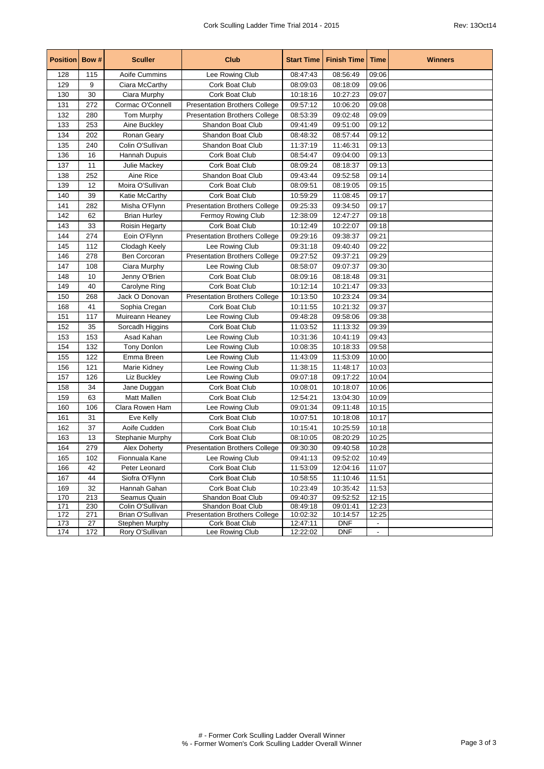| Position | Bow # | Sculler | Club | Start Time | Finish Time | Time | Winners |
|---|---|---|---|---|---|---|---|
| 128 | 115 | Aoife Cummins | Lee Rowing Club | 08:47:43 | 08:56:49 | 09:06 | |
| 129 | 9 | Ciara McCarthy | Cork Boat Club | 08:09:03 | 08:18:09 | 09:06 | |
| 130 | 30 | Ciara Murphy | Cork Boat Club | 10:18:16 | 10:27:23 | 09:07 | |
| 131 | 272 | Cormac O'Connell | Presentation Brothers College | 09:57:12 | 10:06:20 | 09:08 | |
| 132 | 280 | Tom Murphy | Presentation Brothers College | 08:53:39 | 09:02:48 | 09:09 | |
| 133 | 253 | Aine Buckley | Shandon Boat Club | 09:41:49 | 09:51:00 | 09:12 | |
| 134 | 202 | Ronan Geary | Shandon Boat Club | 08:48:32 | 08:57:44 | 09:12 | |
| 135 | 240 | Colin O'Sullivan | Shandon Boat Club | 11:37:19 | 11:46:31 | 09:13 | |
| 136 | 16 | Hannah Dupuis | Cork Boat Club | 08:54:47 | 09:04:00 | 09:13 | |
| 137 | 11 | Julie Mackey | Cork Boat Club | 08:09:24 | 08:18:37 | 09:13 | |
| 138 | 252 | Aine Rice | Shandon Boat Club | 09:43:44 | 09:52:58 | 09:14 | |
| 139 | 12 | Moira O'Sullivan | Cork Boat Club | 08:09:51 | 08:19:05 | 09:15 | |
| 140 | 39 | Katie McCarthy | Cork Boat Club | 10:59:29 | 11:08:45 | 09:17 | |
| 141 | 282 | Misha O'Flynn | Presentation Brothers College | 09:25:33 | 09:34:50 | 09:17 | |
| 142 | 62 | Brian Hurley | Fermoy Rowing Club | 12:38:09 | 12:47:27 | 09:18 | |
| 143 | 33 | Roisin Hegarty | Cork Boat Club | 10:12:49 | 10:22:07 | 09:18 | |
| 144 | 274 | Eoin O'Flynn | Presentation Brothers College | 09:29:16 | 09:38:37 | 09:21 | |
| 145 | 112 | Clodagh Keely | Lee Rowing Club | 09:31:18 | 09:40:40 | 09:22 | |
| 146 | 278 | Ben Corcoran | Presentation Brothers College | 09:27:52 | 09:37:21 | 09:29 | |
| 147 | 108 | Ciara Murphy | Lee Rowing Club | 08:58:07 | 09:07:37 | 09:30 | |
| 148 | 10 | Jenny O'Brien | Cork Boat Club | 08:09:16 | 08:18:48 | 09:31 | |
| 149 | 40 | Carolyne Ring | Cork Boat Club | 10:12:14 | 10:21:47 | 09:33 | |
| 150 | 268 | Jack O Donovan | Presentation Brothers College | 10:13:50 | 10:23:24 | 09:34 | |
| 168 | 41 | Sophia Cregan | Cork Boat Club | 10:11:55 | 10:21:32 | 09:37 | |
| 151 | 117 | Muireann Heaney | Lee Rowing Club | 09:48:28 | 09:58:06 | 09:38 | |
| 152 | 35 | Sorcadh Higgins | Cork Boat Club | 11:03:52 | 11:13:32 | 09:39 | |
| 153 | 153 | Asad Kahan | Lee Rowing Club | 10:31:36 | 10:41:19 | 09:43 | |
| 154 | 132 | Tony Donlon | Lee Rowing Club | 10:08:35 | 10:18:33 | 09:58 | |
| 155 | 122 | Emma Breen | Lee Rowing Club | 11:43:09 | 11:53:09 | 10:00 | |
| 156 | 121 | Marie Kidney | Lee Rowing Club | 11:38:15 | 11:48:17 | 10:03 | |
| 157 | 126 | Liz Buckley | Lee Rowing Club | 09:07:18 | 09:17:22 | 10:04 | |
| 158 | 34 | Jane Duggan | Cork Boat Club | 10:08:01 | 10:18:07 | 10:06 | |
| 159 | 63 | Matt Mallen | Cork Boat Club | 12:54:21 | 13:04:30 | 10:09 | |
| 160 | 106 | Clara Rowen Ham | Lee Rowing Club | 09:01:34 | 09:11:48 | 10:15 | |
| 161 | 31 | Eve Kelly | Cork Boat Club | 10:07:51 | 10:18:08 | 10:17 | |
| 162 | 37 | Aoife Cudden | Cork Boat Club | 10:15:41 | 10:25:59 | 10:18 | |
| 163 | 13 | Stephanie Murphy | Cork Boat Club | 08:10:05 | 08:20:29 | 10:25 | |
| 164 | 279 | Alex Doherty | Presentation Brothers College | 09:30:30 | 09:40:58 | 10:28 | |
| 165 | 102 | Fionnuala Kane | Lee Rowing Club | 09:41:13 | 09:52:02 | 10:49 | |
| 166 | 42 | Peter Leonard | Cork Boat Club | 11:53:09 | 12:04:16 | 11:07 | |
| 167 | 44 | Siofra O'Flynn | Cork Boat Club | 10:58:55 | 11:10:46 | 11:51 | |
| 169 | 32 | Hannah Gahan | Cork Boat Club | 10:23:49 | 10:35:42 | 11:53 | |
| 170 | 213 | Seamus Quain | Shandon Boat Club | 09:40:37 | 09:52:52 | 12:15 | |
| 171 | 230 | Colin O'Sullivan | Shandon Boat Club | 08:49:18 | 09:01:41 | 12:23 | |
| 172 | 271 | Brian O'Sullivan | Presentation Brothers College | 10:02:32 | 10:14:57 | 12:25 | |
| 173 | 27 | Stephen Murphy | Cork Boat Club | 12:47:11 | DNF | - | |
| 174 | 172 | Rory O'Sullivan | Lee Rowing Club | 12:22:02 | DNF | - | |

# - Former Cork Sculling Ladder Overall Winner
% - Former Women's Cork Sculling Ladder Overall Winner